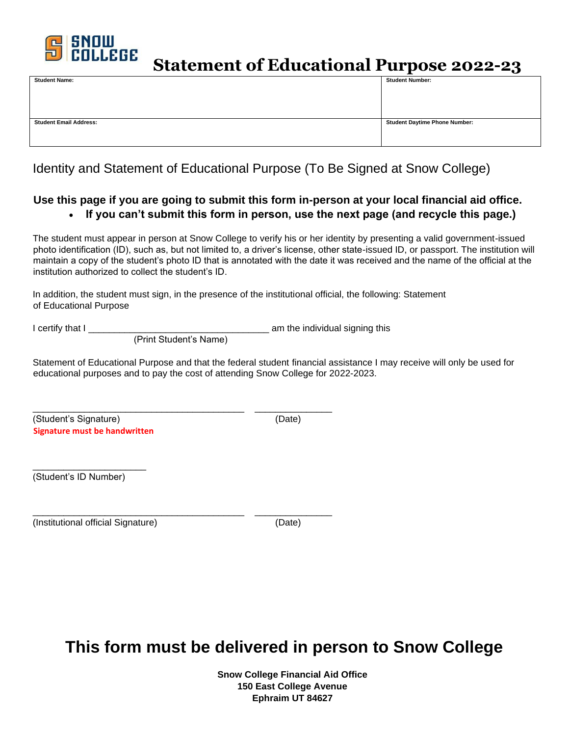SNOW COLLEGE

# Statement of Educational Purpose 2022-23

| Student Name: | Student Number: |
| --- | --- |
| Student Email Address: | Student Daytime Phone Number: |

## Identity and Statement of Educational Purpose (To Be Signed at Snow College)

**Use this page if you are going to submit this form in-person at your local financial aid office.**

- **If you can't submit this form in person, use the next page (and recycle this page.)**

The student must appear in person at Snow College to verify his or her identity by presenting a valid government-issued photo identification (ID), such as, but not limited to, a driver's license, other state-issued ID, or passport. The institution will maintain a copy of the student's photo ID that is annotated with the date it was received and the name of the official at the institution authorized to collect the student's ID.

In addition, the student must sign, in the presence of the institutional official, the following: Statement of Educational Purpose

I certify that I ___________________________________ am the individual signing this
(Print Student's Name)

Statement of Educational Purpose and that the federal student financial assistance I may receive will only be used for educational purposes and to pay the cost of attending Snow College for 2022-2023.

_________________________________________ _______________
(Student's Signature) (Date)
**Signature must be handwritten**

______________________
(Student's ID Number)

_________________________________________ _______________
(Institutional official Signature) (Date)

# This form must be delivered in person to Snow College

**Snow College Financial Aid Office**
**150 East College Avenue**
**Ephraim UT 84627**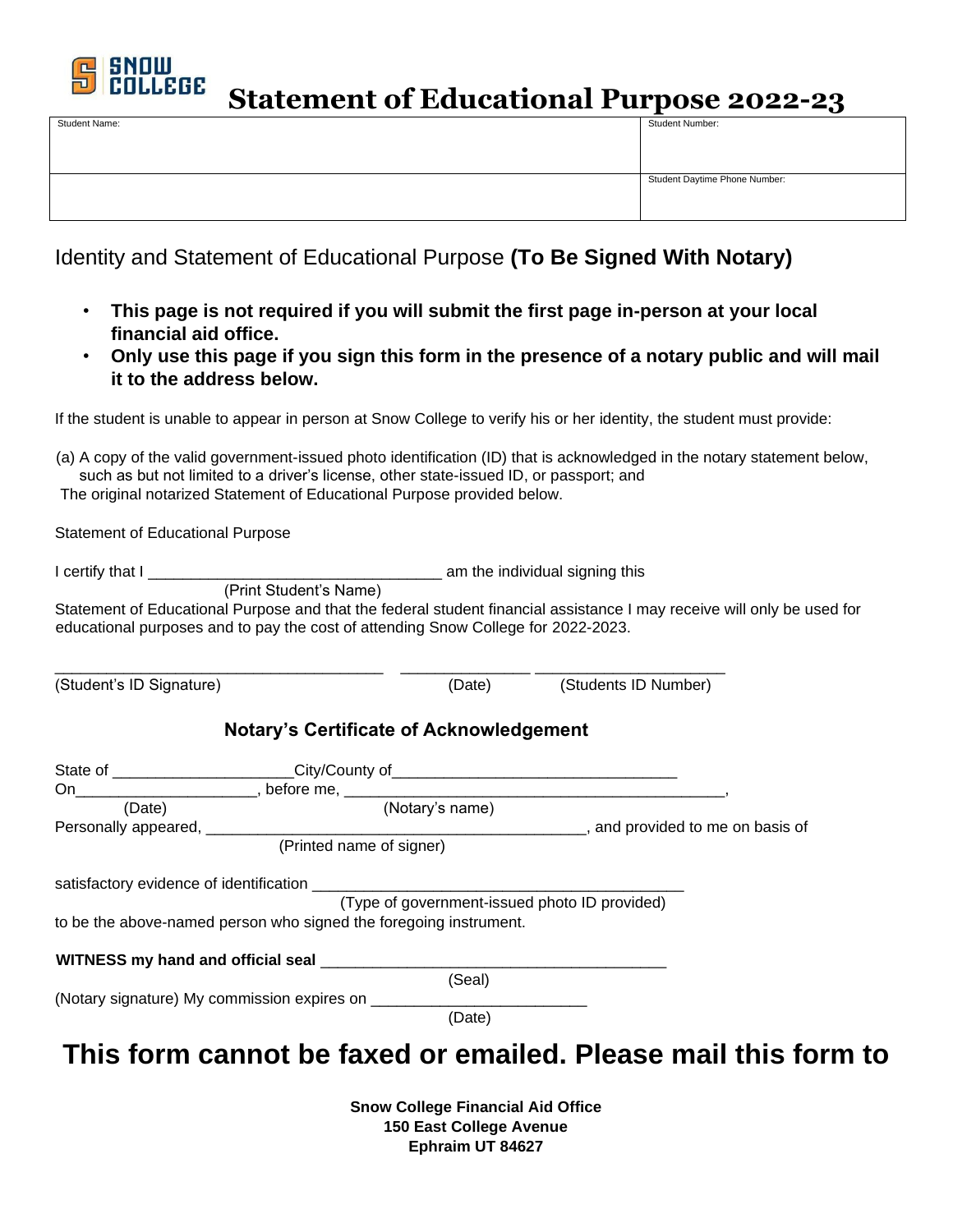SNOW COLLEGE

# Statement of Educational Purpose 2022-23

| Student Name: | Student Number: |
|---|---|
| | Student Daytime Phone Number: |

## Identity and Statement of Educational Purpose **(To Be Signed With Notary)**

- **This page is not required if you will submit the first page in-person at your local financial aid office.**
- **Only use this page if you sign this form in the presence of a notary public and will mail it to the address below.**

If the student is unable to appear in person at Snow College to verify his or her identity, the student must provide:

(a) A copy of the valid government-issued photo identification (ID) that is acknowledged in the notary statement below, such as but not limited to a driver's license, other state-issued ID, or passport; and
The original notarized Statement of Educational Purpose provided below.

Statement of Educational Purpose

I certify that I _________________________________ am the individual signing this
(Print Student's Name)
Statement of Educational Purpose and that the federal student financial assistance I may receive will only be used for educational purposes and to pay the cost of attending Snow College for 2022-2023.

_____________________________________ ______________ _____________________
(Student's ID Signature) (Date) (Students ID Number)

### Notary's Certificate of Acknowledgement

State of ____________________City/County of________________________________
On____________________, before me, __________________________________________,
(Date) (Notary's name)
Personally appeared, ___________________________________________, and provided to me on basis of
(Printed name of signer)

satisfactory evidence of identification __________________________________________
(Type of government-issued photo ID provided)
to be the above-named person who signed the foregoing instrument.

**WITNESS my hand and official seal** _______________________________________
(Seal)
(Notary signature) My commission expires on ________________________
(Date)

# This form cannot be faxed or emailed. Please mail this form to

**Snow College Financial Aid Office**
**150 East College Avenue**
**Ephraim UT 84627**